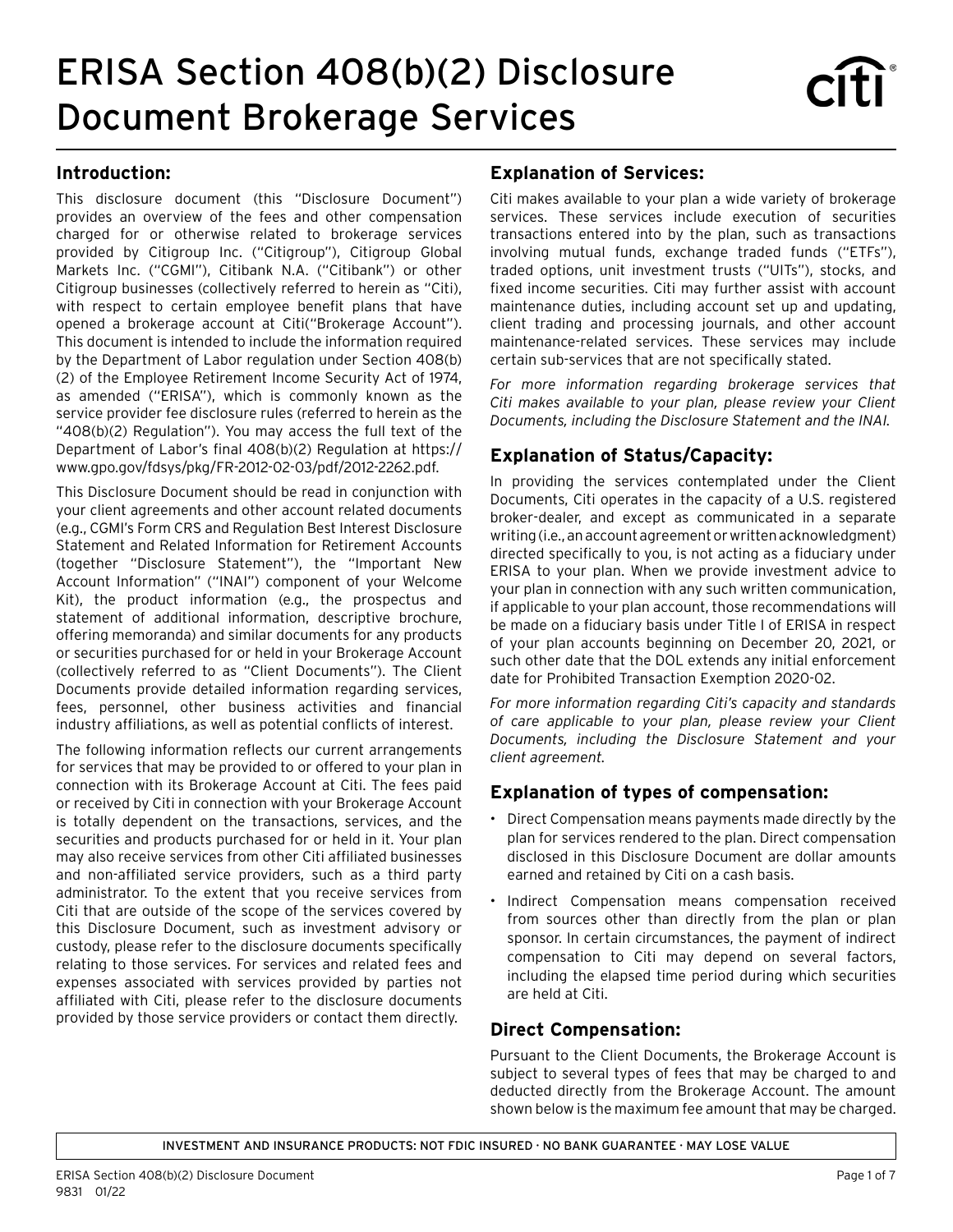# ERISA Section 408(b)(2) Disclosure Document Brokerage Services

## Introduction:

This disclosure document (this "Disclosure Document") provides an overview of the fees and other compensation charged for or otherwise related to brokerage services provided by Citigroup Inc. ("Citigroup"), Citigroup Global Markets Inc. ("CGMI"), Citibank N.A. ("Citibank") or other Citigroup businesses (collectively referred to herein as "Citi), with respect to certain employee benefit plans that have opened a brokerage account at Citi("Brokerage Account"). This document is intended to include the information required by the Department of Labor regulation under Section 408(b)(2) of the Employee Retirement Income Security Act of 1974, as amended ("ERISA"), which is commonly known as the service provider fee disclosure rules (referred to herein as the "408(b)(2) Regulation"). You may access the full text of the Department of Labor's final 408(b)(2) Regulation at https://www.gpo.gov/fdsys/pkg/FR-2012-02-03/pdf/2012-2262.pdf.

This Disclosure Document should be read in conjunction with your client agreements and other account related documents (e.g., CGMI's Form CRS and Regulation Best Interest Disclosure Statement and Related Information for Retirement Accounts (together "Disclosure Statement"), the "Important New Account Information" ("INAI") component of your Welcome Kit), the product information (e.g., the prospectus and statement of additional information, descriptive brochure, offering memoranda) and similar documents for any products or securities purchased for or held in your Brokerage Account (collectively referred to as "Client Documents"). The Client Documents provide detailed information regarding services, fees, personnel, other business activities and financial industry affiliations, as well as potential conflicts of interest.

The following information reflects our current arrangements for services that may be provided to or offered to your plan in connection with its Brokerage Account at Citi. The fees paid or received by Citi in connection with your Brokerage Account is totally dependent on the transactions, services, and the securities and products purchased for or held in it. Your plan may also receive services from other Citi affiliated businesses and non-affiliated service providers, such as a third party administrator. To the extent that you receive services from Citi that are outside of the scope of the services covered by this Disclosure Document, such as investment advisory or custody, please refer to the disclosure documents specifically relating to those services. For services and related fees and expenses associated with services provided by parties not affiliated with Citi, please refer to the disclosure documents provided by those service providers or contact them directly.

## Explanation of Services:

Citi makes available to your plan a wide variety of brokerage services. These services include execution of securities transactions entered into by the plan, such as transactions involving mutual funds, exchange traded funds ("ETFs"), traded options, unit investment trusts ("UITs"), stocks, and fixed income securities. Citi may further assist with account maintenance duties, including account set up and updating, client trading and processing journals, and other account maintenance-related services. These services may include certain sub-services that are not specifically stated.

*For more information regarding brokerage services that Citi makes available to your plan, please review your Client Documents, including the Disclosure Statement and the INAI.*

## Explanation of Status/Capacity:

In providing the services contemplated under the Client Documents, Citi operates in the capacity of a U.S. registered broker-dealer, and except as communicated in a separate writing (i.e., an account agreement or written acknowledgment) directed specifically to you, is not acting as a fiduciary under ERISA to your plan. When we provide investment advice to your plan in connection with any such written communication, if applicable to your plan account, those recommendations will be made on a fiduciary basis under Title I of ERISA in respect of your plan accounts beginning on December 20, 2021, or such other date that the DOL extends any initial enforcement date for Prohibited Transaction Exemption 2020-02.

*For more information regarding Citi's capacity and standards of care applicable to your plan, please review your Client Documents, including the Disclosure Statement and your client agreement.*

## Explanation of types of compensation:

- Direct Compensation means payments made directly by the plan for services rendered to the plan. Direct compensation disclosed in this Disclosure Document are dollar amounts earned and retained by Citi on a cash basis.
- Indirect Compensation means compensation received from sources other than directly from the plan or plan sponsor. In certain circumstances, the payment of indirect compensation to Citi may depend on several factors, including the elapsed time period during which securities are held at Citi.

## Direct Compensation:

Pursuant to the Client Documents, the Brokerage Account is subject to several types of fees that may be charged to and deducted directly from the Brokerage Account. The amount shown below is the maximum fee amount that may be charged.

INVESTMENT AND INSURANCE PRODUCTS: NOT FDIC INSURED · NO BANK GUARANTEE · MAY LOSE VALUE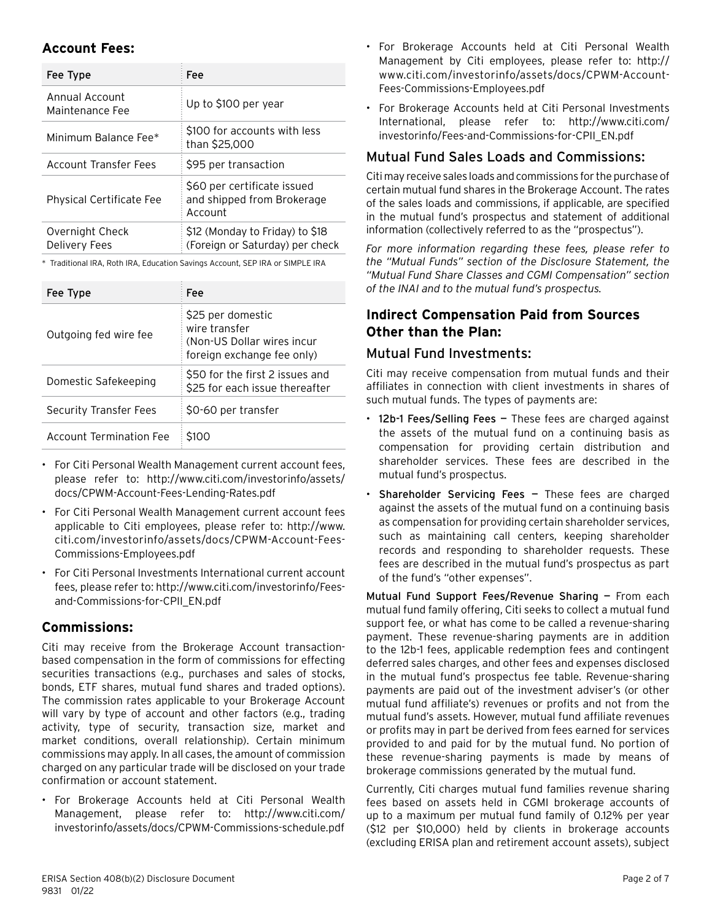## Account Fees:

| Fee Type | Fee |
|---|---|
| Annual Account Maintenance Fee | Up to $100 per year |
| Minimum Balance Fee* | $100 for accounts with less than $25,000 |
| Account Transfer Fees | $95 per transaction |
| Physical Certificate Fee | $60 per certificate issued and shipped from Brokerage Account |
| Overnight Check Delivery Fees | $12 (Monday to Friday) to $18 (Foreign or Saturday) per check |

* Traditional IRA, Roth IRA, Education Savings Account, SEP IRA or SIMPLE IRA

| Fee Type | Fee |
|---|---|
| Outgoing fed wire fee | $25 per domestic wire transfer (Non-US Dollar wires incur foreign exchange fee only) |
| Domestic Safekeeping | $50 for the first 2 issues and $25 for each issue thereafter |
| Security Transfer Fees | $0-60 per transfer |
| Account Termination Fee | $100 |

- For Citi Personal Wealth Management current account fees, please refer to: http://www.citi.com/investorinfo/assets/docs/CPWM-Account-Fees-Lending-Rates.pdf
- For Citi Personal Wealth Management current account fees applicable to Citi employees, please refer to: http://www.citi.com/investorinfo/assets/docs/CPWM-Account-Fees-Commissions-Employees.pdf
- For Citi Personal Investments International current account fees, please refer to: http://www.citi.com/investorinfo/Fees-and-Commissions-for-CPII_EN.pdf

## Commissions:

Citi may receive from the Brokerage Account transaction-based compensation in the form of commissions for effecting securities transactions (e.g., purchases and sales of stocks, bonds, ETF shares, mutual fund shares and traded options). The commission rates applicable to your Brokerage Account will vary by type of account and other factors (e.g., trading activity, type of security, transaction size, market and market conditions, overall relationship). Certain minimum commissions may apply. In all cases, the amount of commission charged on any particular trade will be disclosed on your trade confirmation or account statement.

- For Brokerage Accounts held at Citi Personal Wealth Management, please refer to: http://www.citi.com/investorinfo/assets/docs/CPWM-Commissions-schedule.pdf
- For Brokerage Accounts held at Citi Personal Wealth Management by Citi employees, please refer to: http://www.citi.com/investorinfo/assets/docs/CPWM-Account-Fees-Commissions-Employees.pdf
- For Brokerage Accounts held at Citi Personal Investments International, please refer to: http://www.citi.com/investorinfo/Fees-and-Commissions-for-CPII_EN.pdf

### Mutual Fund Sales Loads and Commissions:

Citi may receive sales loads and commissions for the purchase of certain mutual fund shares in the Brokerage Account. The rates of the sales loads and commissions, if applicable, are specified in the mutual fund's prospectus and statement of additional information (collectively referred to as the "prospectus").

*For more information regarding these fees, please refer to the "Mutual Funds" section of the Disclosure Statement, the "Mutual Fund Share Classes and CGMI Compensation" section of the INAI and to the mutual fund's prospectus.*

## Indirect Compensation Paid from Sources Other than the Plan:

### Mutual Fund Investments:

Citi may receive compensation from mutual funds and their affiliates in connection with client investments in shares of such mutual funds. The types of payments are:

- **12b-1 Fees/Selling Fees** — These fees are charged against the assets of the mutual fund on a continuing basis as compensation for providing certain distribution and shareholder services. These fees are described in the mutual fund's prospectus.
- **Shareholder Servicing Fees** — These fees are charged against the assets of the mutual fund on a continuing basis as compensation for providing certain shareholder services, such as maintaining call centers, keeping shareholder records and responding to shareholder requests. These fees are described in the mutual fund's prospectus as part of the fund's "other expenses".

**Mutual Fund Support Fees/Revenue Sharing** — From each mutual fund family offering, Citi seeks to collect a mutual fund support fee, or what has come to be called a revenue-sharing payment. These revenue-sharing payments are in addition to the 12b-1 fees, applicable redemption fees and contingent deferred sales charges, and other fees and expenses disclosed in the mutual fund's prospectus fee table. Revenue-sharing payments are paid out of the investment adviser's (or other mutual fund affiliate's) revenues or profits and not from the mutual fund's assets. However, mutual fund affiliate revenues or profits may in part be derived from fees earned for services provided to and paid for by the mutual fund. No portion of these revenue-sharing payments is made by means of brokerage commissions generated by the mutual fund.

Currently, Citi charges mutual fund families revenue sharing fees based on assets held in CGMI brokerage accounts of up to a maximum per mutual fund family of 0.12% per year ($12 per $10,000) held by clients in brokerage accounts (excluding ERISA plan and retirement account assets), subject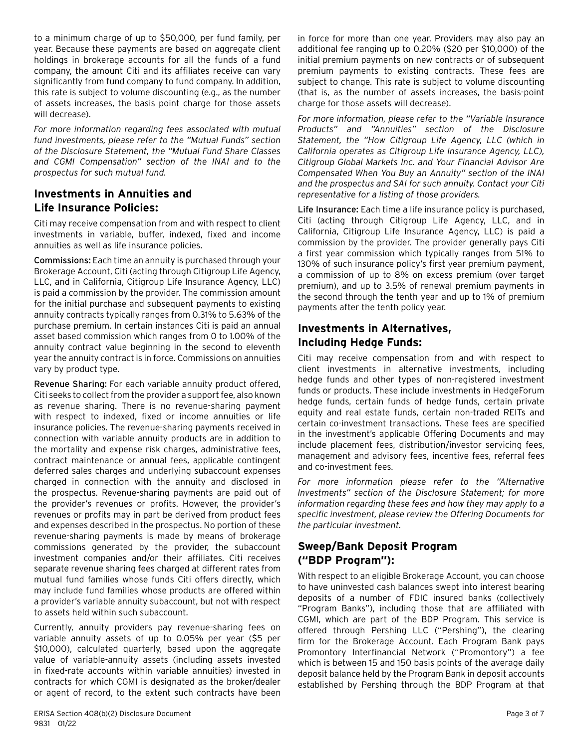to a minimum charge of up to $50,000, per fund family, per year. Because these payments are based on aggregate client holdings in brokerage accounts for all the funds of a fund company, the amount Citi and its affiliates receive can vary significantly from fund company to fund company. In addition, this rate is subject to volume discounting (e.g., as the number of assets increases, the basis point charge for those assets will decrease).

*For more information regarding fees associated with mutual fund investments, please refer to the "Mutual Funds" section of the Disclosure Statement, the "Mutual Fund Share Classes and CGMI Compensation" section of the INAI and to the prospectus for such mutual fund.*

## Investments in Annuities and Life Insurance Policies:

Citi may receive compensation from and with respect to client investments in variable, buffer, indexed, fixed and income annuities as well as life insurance policies.

**Commissions:** Each time an annuity is purchased through your Brokerage Account, Citi (acting through Citigroup Life Agency, LLC, and in California, Citigroup Life Insurance Agency, LLC) is paid a commission by the provider. The commission amount for the initial purchase and subsequent payments to existing annuity contracts typically ranges from 0.31% to 5.63% of the purchase premium. In certain instances Citi is paid an annual asset based commission which ranges from 0 to 1.00% of the annuity contract value beginning in the second to eleventh year the annuity contract is in force. Commissions on annuities vary by product type.

**Revenue Sharing:** For each variable annuity product offered, Citi seeks to collect from the provider a support fee, also known as revenue sharing. There is no revenue-sharing payment with respect to indexed, fixed or income annuities or life insurance policies. The revenue-sharing payments received in connection with variable annuity products are in addition to the mortality and expense risk charges, administrative fees, contract maintenance or annual fees, applicable contingent deferred sales charges and underlying subaccount expenses charged in connection with the annuity and disclosed in the prospectus. Revenue-sharing payments are paid out of the provider's revenues or profits. However, the provider's revenues or profits may in part be derived from product fees and expenses described in the prospectus. No portion of these revenue-sharing payments is made by means of brokerage commissions generated by the provider, the subaccount investment companies and/or their affiliates. Citi receives separate revenue sharing fees charged at different rates from mutual fund families whose funds Citi offers directly, which may include fund families whose products are offered within a provider's variable annuity subaccount, but not with respect to assets held within such subaccount.

Currently, annuity providers pay revenue-sharing fees on variable annuity assets of up to 0.05% per year ($5 per $10,000), calculated quarterly, based upon the aggregate value of variable-annuity assets (including assets invested in fixed-rate accounts within variable annuities) invested in contracts for which CGMI is designated as the broker/dealer or agent of record, to the extent such contracts have been in force for more than one year. Providers may also pay an additional fee ranging up to 0.20% ($20 per $10,000) of the initial premium payments on new contracts or of subsequent premium payments to existing contracts. These fees are subject to change. This rate is subject to volume discounting (that is, as the number of assets increases, the basis-point charge for those assets will decrease).

*For more information, please refer to the "Variable Insurance Products" and "Annuities" section of the Disclosure Statement, the "How Citigroup Life Agency, LLC (which in California operates as Citigroup Life Insurance Agency, LLC), Citigroup Global Markets Inc. and Your Financial Advisor Are Compensated When You Buy an Annuity" section of the INAI and the prospectus and SAI for such annuity. Contact your Citi representative for a listing of those providers.*

**Life Insurance:** Each time a life insurance policy is purchased, Citi (acting through Citigroup Life Agency, LLC, and in California, Citigroup Life Insurance Agency, LLC) is paid a commission by the provider. The provider generally pays Citi a first year commission which typically ranges from 51% to 130% of such insurance policy's first year premium payment, a commission of up to 8% on excess premium (over target premium), and up to 3.5% of renewal premium payments in the second through the tenth year and up to 1% of premium payments after the tenth policy year.

## Investments in Alternatives, Including Hedge Funds:

Citi may receive compensation from and with respect to client investments in alternative investments, including hedge funds and other types of non-registered investment funds or products. These include investments in HedgeForum hedge funds, certain funds of hedge funds, certain private equity and real estate funds, certain non-traded REITs and certain co-investment transactions. These fees are specified in the investment's applicable Offering Documents and may include placement fees, distribution/investor servicing fees, management and advisory fees, incentive fees, referral fees and co-investment fees.

*For more information please refer to the "Alternative Investments" section of the Disclosure Statement; for more information regarding these fees and how they may apply to a specific investment, please review the Offering Documents for the particular investment.*

## Sweep/Bank Deposit Program ("BDP Program"):

With respect to an eligible Brokerage Account, you can choose to have uninvested cash balances swept into interest bearing deposits of a number of FDIC insured banks (collectively "Program Banks"), including those that are affiliated with CGMI, which are part of the BDP Program. This service is offered through Pershing LLC ("Pershing"), the clearing firm for the Brokerage Account. Each Program Bank pays Promontory Interfinancial Network ("Promontory") a fee which is between 15 and 150 basis points of the average daily deposit balance held by the Program Bank in deposit accounts established by Pershing through the BDP Program at that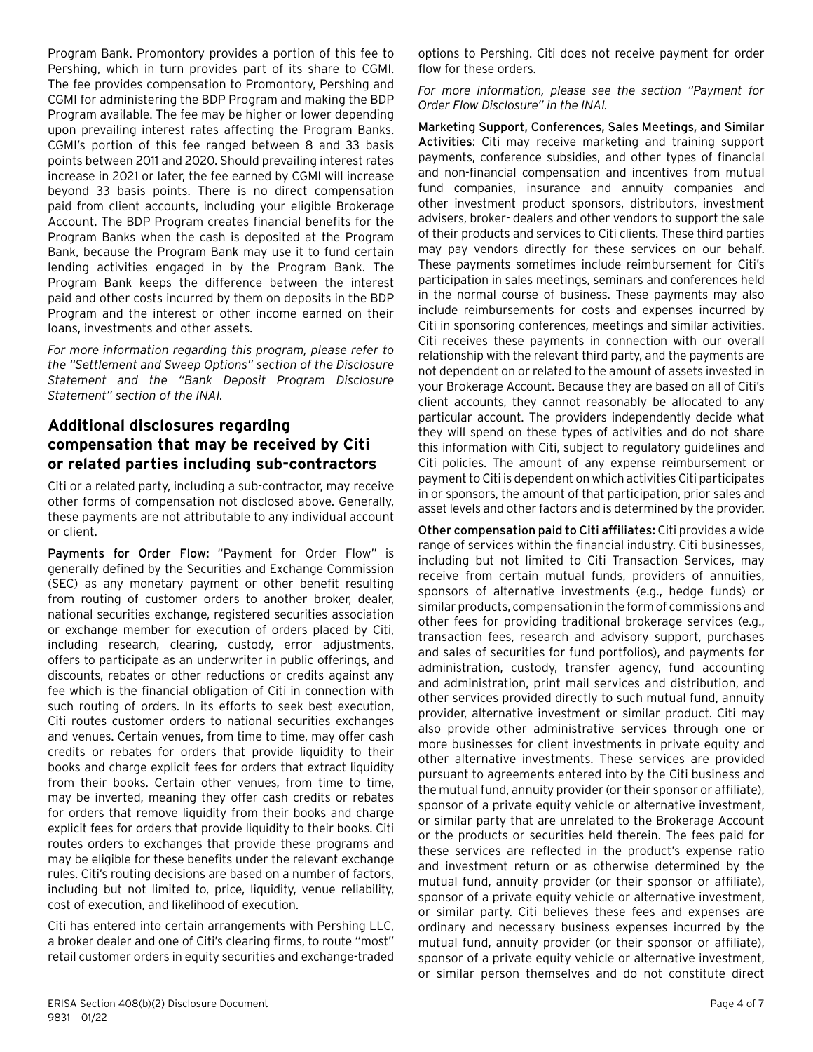Program Bank. Promontory provides a portion of this fee to Pershing, which in turn provides part of its share to CGMI. The fee provides compensation to Promontory, Pershing and CGMI for administering the BDP Program and making the BDP Program available. The fee may be higher or lower depending upon prevailing interest rates affecting the Program Banks. CGMI's portion of this fee ranged between 8 and 33 basis points between 2011 and 2020. Should prevailing interest rates increase in 2021 or later, the fee earned by CGMI will increase beyond 33 basis points. There is no direct compensation paid from client accounts, including your eligible Brokerage Account. The BDP Program creates financial benefits for the Program Banks when the cash is deposited at the Program Bank, because the Program Bank may use it to fund certain lending activities engaged in by the Program Bank. The Program Bank keeps the difference between the interest paid and other costs incurred by them on deposits in the BDP Program and the interest or other income earned on their loans, investments and other assets.

*For more information regarding this program, please refer to the "Settlement and Sweep Options" section of the Disclosure Statement and the "Bank Deposit Program Disclosure Statement" section of the INAI.*

## Additional disclosures regarding compensation that may be received by Citi or related parties including sub-contractors

Citi or a related party, including a sub-contractor, may receive other forms of compensation not disclosed above. Generally, these payments are not attributable to any individual account or client.

**Payments for Order Flow:** "Payment for Order Flow" is generally defined by the Securities and Exchange Commission (SEC) as any monetary payment or other benefit resulting from routing of customer orders to another broker, dealer, national securities exchange, registered securities association or exchange member for execution of orders placed by Citi, including research, clearing, custody, error adjustments, offers to participate as an underwriter in public offerings, and discounts, rebates or other reductions or credits against any fee which is the financial obligation of Citi in connection with such routing of orders. In its efforts to seek best execution, Citi routes customer orders to national securities exchanges and venues. Certain venues, from time to time, may offer cash credits or rebates for orders that provide liquidity to their books and charge explicit fees for orders that extract liquidity from their books. Certain other venues, from time to time, may be inverted, meaning they offer cash credits or rebates for orders that remove liquidity from their books and charge explicit fees for orders that provide liquidity to their books. Citi routes orders to exchanges that provide these programs and may be eligible for these benefits under the relevant exchange rules. Citi's routing decisions are based on a number of factors, including but not limited to, price, liquidity, venue reliability, cost of execution, and likelihood of execution.

Citi has entered into certain arrangements with Pershing LLC, a broker dealer and one of Citi's clearing firms, to route "most" retail customer orders in equity securities and exchange-traded options to Pershing. Citi does not receive payment for order flow for these orders.

*For more information, please see the section "Payment for Order Flow Disclosure" in the INAI.*

**Marketing Support, Conferences, Sales Meetings, and Similar Activities**: Citi may receive marketing and training support payments, conference subsidies, and other types of financial and non-financial compensation and incentives from mutual fund companies, insurance and annuity companies and other investment product sponsors, distributors, investment advisers, broker- dealers and other vendors to support the sale of their products and services to Citi clients. These third parties may pay vendors directly for these services on our behalf. These payments sometimes include reimbursement for Citi's participation in sales meetings, seminars and conferences held in the normal course of business. These payments may also include reimbursements for costs and expenses incurred by Citi in sponsoring conferences, meetings and similar activities. Citi receives these payments in connection with our overall relationship with the relevant third party, and the payments are not dependent on or related to the amount of assets invested in your Brokerage Account. Because they are based on all of Citi's client accounts, they cannot reasonably be allocated to any particular account. The providers independently decide what they will spend on these types of activities and do not share this information with Citi, subject to regulatory guidelines and Citi policies. The amount of any expense reimbursement or payment to Citi is dependent on which activities Citi participates in or sponsors, the amount of that participation, prior sales and asset levels and other factors and is determined by the provider.

**Other compensation paid to Citi affiliates:** Citi provides a wide range of services within the financial industry. Citi businesses, including but not limited to Citi Transaction Services, may receive from certain mutual funds, providers of annuities, sponsors of alternative investments (e.g., hedge funds) or similar products, compensation in the form of commissions and other fees for providing traditional brokerage services (e.g., transaction fees, research and advisory support, purchases and sales of securities for fund portfolios), and payments for administration, custody, transfer agency, fund accounting and administration, print mail services and distribution, and other services provided directly to such mutual fund, annuity provider, alternative investment or similar product. Citi may also provide other administrative services through one or more businesses for client investments in private equity and other alternative investments. These services are provided pursuant to agreements entered into by the Citi business and the mutual fund, annuity provider (or their sponsor or affiliate), sponsor of a private equity vehicle or alternative investment, or similar party that are unrelated to the Brokerage Account or the products or securities held therein. The fees paid for these services are reflected in the product's expense ratio and investment return or as otherwise determined by the mutual fund, annuity provider (or their sponsor or affiliate), sponsor of a private equity vehicle or alternative investment, or similar party. Citi believes these fees and expenses are ordinary and necessary business expenses incurred by the mutual fund, annuity provider (or their sponsor or affiliate), sponsor of a private equity vehicle or alternative investment, or similar person themselves and do not constitute direct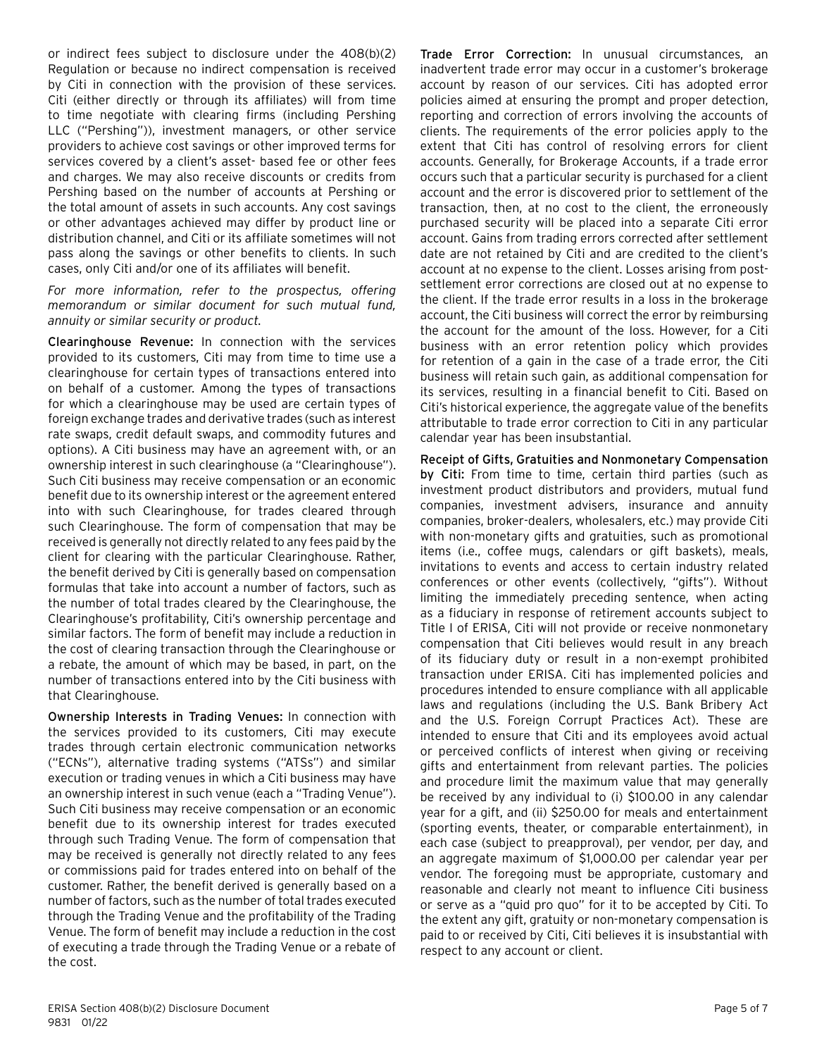or indirect fees subject to disclosure under the 408(b)(2) Regulation or because no indirect compensation is received by Citi in connection with the provision of these services. Citi (either directly or through its affiliates) will from time to time negotiate with clearing firms (including Pershing LLC ("Pershing")), investment managers, or other service providers to achieve cost savings or other improved terms for services covered by a client's asset- based fee or other fees and charges. We may also receive discounts or credits from Pershing based on the number of accounts at Pershing or the total amount of assets in such accounts. Any cost savings or other advantages achieved may differ by product line or distribution channel, and Citi or its affiliate sometimes will not pass along the savings or other benefits to clients. In such cases, only Citi and/or one of its affiliates will benefit.

*For more information, refer to the prospectus, offering memorandum or similar document for such mutual fund, annuity or similar security or product.*

**Clearinghouse Revenue:** In connection with the services provided to its customers, Citi may from time to time use a clearinghouse for certain types of transactions entered into on behalf of a customer. Among the types of transactions for which a clearinghouse may be used are certain types of foreign exchange trades and derivative trades (such as interest rate swaps, credit default swaps, and commodity futures and options). A Citi business may have an agreement with, or an ownership interest in such clearinghouse (a "Clearinghouse"). Such Citi business may receive compensation or an economic benefit due to its ownership interest or the agreement entered into with such Clearinghouse, for trades cleared through such Clearinghouse. The form of compensation that may be received is generally not directly related to any fees paid by the client for clearing with the particular Clearinghouse. Rather, the benefit derived by Citi is generally based on compensation formulas that take into account a number of factors, such as the number of total trades cleared by the Clearinghouse, the Clearinghouse's profitability, Citi's ownership percentage and similar factors. The form of benefit may include a reduction in the cost of clearing transaction through the Clearinghouse or a rebate, the amount of which may be based, in part, on the number of transactions entered into by the Citi business with that Clearinghouse.

**Ownership Interests in Trading Venues:** In connection with the services provided to its customers, Citi may execute trades through certain electronic communication networks ("ECNs"), alternative trading systems ("ATSs") and similar execution or trading venues in which a Citi business may have an ownership interest in such venue (each a "Trading Venue"). Such Citi business may receive compensation or an economic benefit due to its ownership interest for trades executed through such Trading Venue. The form of compensation that may be received is generally not directly related to any fees or commissions paid for trades entered into on behalf of the customer. Rather, the benefit derived is generally based on a number of factors, such as the number of total trades executed through the Trading Venue and the profitability of the Trading Venue. The form of benefit may include a reduction in the cost of executing a trade through the Trading Venue or a rebate of the cost.

**Trade Error Correction:** In unusual circumstances, an inadvertent trade error may occur in a customer's brokerage account by reason of our services. Citi has adopted error policies aimed at ensuring the prompt and proper detection, reporting and correction of errors involving the accounts of clients. The requirements of the error policies apply to the extent that Citi has control of resolving errors for client accounts. Generally, for Brokerage Accounts, if a trade error occurs such that a particular security is purchased for a client account and the error is discovered prior to settlement of the transaction, then, at no cost to the client, the erroneously purchased security will be placed into a separate Citi error account. Gains from trading errors corrected after settlement date are not retained by Citi and are credited to the client's account at no expense to the client. Losses arising from post-settlement error corrections are closed out at no expense to the client. If the trade error results in a loss in the brokerage account, the Citi business will correct the error by reimbursing the account for the amount of the loss. However, for a Citi business with an error retention policy which provides for retention of a gain in the case of a trade error, the Citi business will retain such gain, as additional compensation for its services, resulting in a financial benefit to Citi. Based on Citi's historical experience, the aggregate value of the benefits attributable to trade error correction to Citi in any particular calendar year has been insubstantial.

**Receipt of Gifts, Gratuities and Nonmonetary Compensation by Citi:** From time to time, certain third parties (such as investment product distributors and providers, mutual fund companies, investment advisers, insurance and annuity companies, broker-dealers, wholesalers, etc.) may provide Citi with non-monetary gifts and gratuities, such as promotional items (i.e., coffee mugs, calendars or gift baskets), meals, invitations to events and access to certain industry related conferences or other events (collectively, "gifts"). Without limiting the immediately preceding sentence, when acting as a fiduciary in response of retirement accounts subject to Title I of ERISA, Citi will not provide or receive nonmonetary compensation that Citi believes would result in any breach of its fiduciary duty or result in a non-exempt prohibited transaction under ERISA. Citi has implemented policies and procedures intended to ensure compliance with all applicable laws and regulations (including the U.S. Bank Bribery Act and the U.S. Foreign Corrupt Practices Act). These are intended to ensure that Citi and its employees avoid actual or perceived conflicts of interest when giving or receiving gifts and entertainment from relevant parties. The policies and procedure limit the maximum value that may generally be received by any individual to (i) $100.00 in any calendar year for a gift, and (ii) $250.00 for meals and entertainment (sporting events, theater, or comparable entertainment), in each case (subject to preapproval), per vendor, per day, and an aggregate maximum of $1,000.00 per calendar year per vendor. The foregoing must be appropriate, customary and reasonable and clearly not meant to influence Citi business or serve as a "quid pro quo" for it to be accepted by Citi. To the extent any gift, gratuity or non-monetary compensation is paid to or received by Citi, Citi believes it is insubstantial with respect to any account or client.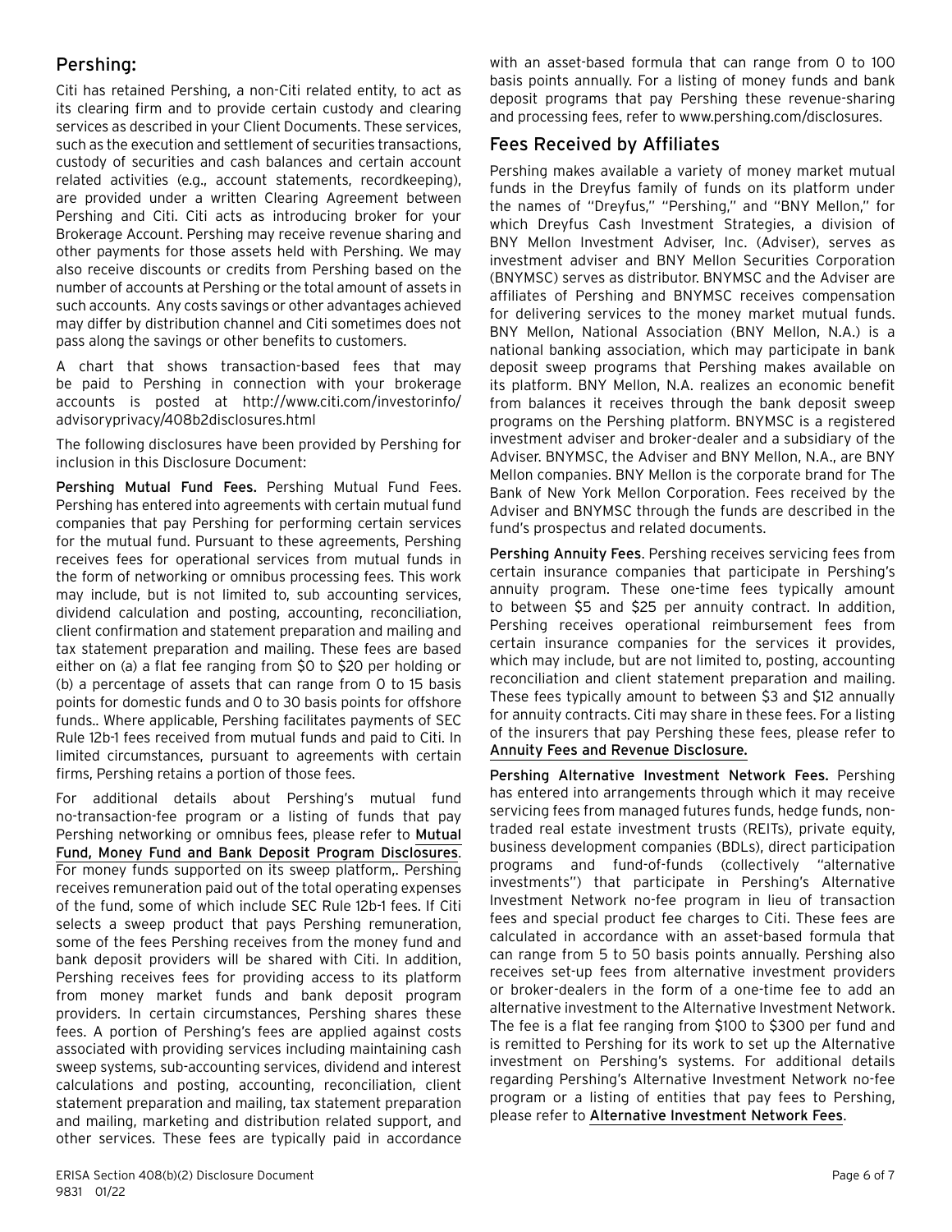## Pershing:

Citi has retained Pershing, a non-Citi related entity, to act as its clearing firm and to provide certain custody and clearing services as described in your Client Documents. These services, such as the execution and settlement of securities transactions, custody of securities and cash balances and certain account related activities (e.g., account statements, recordkeeping), are provided under a written Clearing Agreement between Pershing and Citi. Citi acts as introducing broker for your Brokerage Account. Pershing may receive revenue sharing and other payments for those assets held with Pershing. We may also receive discounts or credits from Pershing based on the number of accounts at Pershing or the total amount of assets in such accounts. Any costs savings or other advantages achieved may differ by distribution channel and Citi sometimes does not pass along the savings or other benefits to customers.

A chart that shows transaction-based fees that may be paid to Pershing in connection with your brokerage accounts is posted at http://www.citi.com/investorinfo/advisoryprivacy/408b2disclosures.html

The following disclosures have been provided by Pershing for inclusion in this Disclosure Document:

**Pershing Mutual Fund Fees.** Pershing Mutual Fund Fees. Pershing has entered into agreements with certain mutual fund companies that pay Pershing for performing certain services for the mutual fund. Pursuant to these agreements, Pershing receives fees for operational services from mutual funds in the form of networking or omnibus processing fees. This work may include, but is not limited to, sub accounting services, dividend calculation and posting, accounting, reconciliation, client confirmation and statement preparation and mailing and tax statement preparation and mailing. These fees are based either on (a) a flat fee ranging from $0 to $20 per holding or (b) a percentage of assets that can range from 0 to 15 basis points for domestic funds and 0 to 30 basis points for offshore funds.. Where applicable, Pershing facilitates payments of SEC Rule 12b-1 fees received from mutual funds and paid to Citi. In limited circumstances, pursuant to agreements with certain firms, Pershing retains a portion of those fees.

For additional details about Pershing's mutual fund no-transaction-fee program or a listing of funds that pay Pershing networking or omnibus fees, please refer to Mutual Fund, Money Fund and Bank Deposit Program Disclosures. For money funds supported on its sweep platform,. Pershing receives remuneration paid out of the total operating expenses of the fund, some of which include SEC Rule 12b-1 fees. If Citi selects a sweep product that pays Pershing remuneration, some of the fees Pershing receives from the money fund and bank deposit providers will be shared with Citi. In addition, Pershing receives fees for providing access to its platform from money market funds and bank deposit program providers. In certain circumstances, Pershing shares these fees. A portion of Pershing's fees are applied against costs associated with providing services including maintaining cash sweep systems, sub-accounting services, dividend and interest calculations and posting, accounting, reconciliation, client statement preparation and mailing, tax statement preparation and mailing, marketing and distribution related support, and other services. These fees are typically paid in accordance with an asset-based formula that can range from 0 to 100 basis points annually. For a listing of money funds and bank deposit programs that pay Pershing these revenue-sharing and processing fees, refer to www.pershing.com/disclosures.

## Fees Received by Affiliates

Pershing makes available a variety of money market mutual funds in the Dreyfus family of funds on its platform under the names of "Dreyfus," "Pershing," and "BNY Mellon," for which Dreyfus Cash Investment Strategies, a division of BNY Mellon Investment Adviser, Inc. (Adviser), serves as investment adviser and BNY Mellon Securities Corporation (BNYMSC) serves as distributor. BNYMSC and the Adviser are affiliates of Pershing and BNYMSC receives compensation for delivering services to the money market mutual funds. BNY Mellon, National Association (BNY Mellon, N.A.) is a national banking association, which may participate in bank deposit sweep programs that Pershing makes available on its platform. BNY Mellon, N.A. realizes an economic benefit from balances it receives through the bank deposit sweep programs on the Pershing platform. BNYMSC is a registered investment adviser and broker-dealer and a subsidiary of the Adviser. BNYMSC, the Adviser and BNY Mellon, N.A., are BNY Mellon companies. BNY Mellon is the corporate brand for The Bank of New York Mellon Corporation. Fees received by the Adviser and BNYMSC through the funds are described in the fund's prospectus and related documents.

**Pershing Annuity Fees**. Pershing receives servicing fees from certain insurance companies that participate in Pershing's annuity program. These one-time fees typically amount to between $5 and $25 per annuity contract. In addition, Pershing receives operational reimbursement fees from certain insurance companies for the services it provides, which may include, but are not limited to, posting, accounting reconciliation and client statement preparation and mailing. These fees typically amount to between $3 and $12 annually for annuity contracts. Citi may share in these fees. For a listing of the insurers that pay Pershing these fees, please refer to Annuity Fees and Revenue Disclosure.

**Pershing Alternative Investment Network Fees.** Pershing has entered into arrangements through which it may receive servicing fees from managed futures funds, hedge funds, non-traded real estate investment trusts (REITs), private equity, business development companies (BDLs), direct participation programs and fund-of-funds (collectively "alternative investments") that participate in Pershing's Alternative Investment Network no-fee program in lieu of transaction fees and special product fee charges to Citi. These fees are calculated in accordance with an asset-based formula that can range from 5 to 50 basis points annually. Pershing also receives set-up fees from alternative investment providers or broker-dealers in the form of a one-time fee to add an alternative investment to the Alternative Investment Network. The fee is a flat fee ranging from $100 to $300 per fund and is remitted to Pershing for its work to set up the Alternative investment on Pershing's systems. For additional details regarding Pershing's Alternative Investment Network no-fee program or a listing of entities that pay fees to Pershing, please refer to Alternative Investment Network Fees.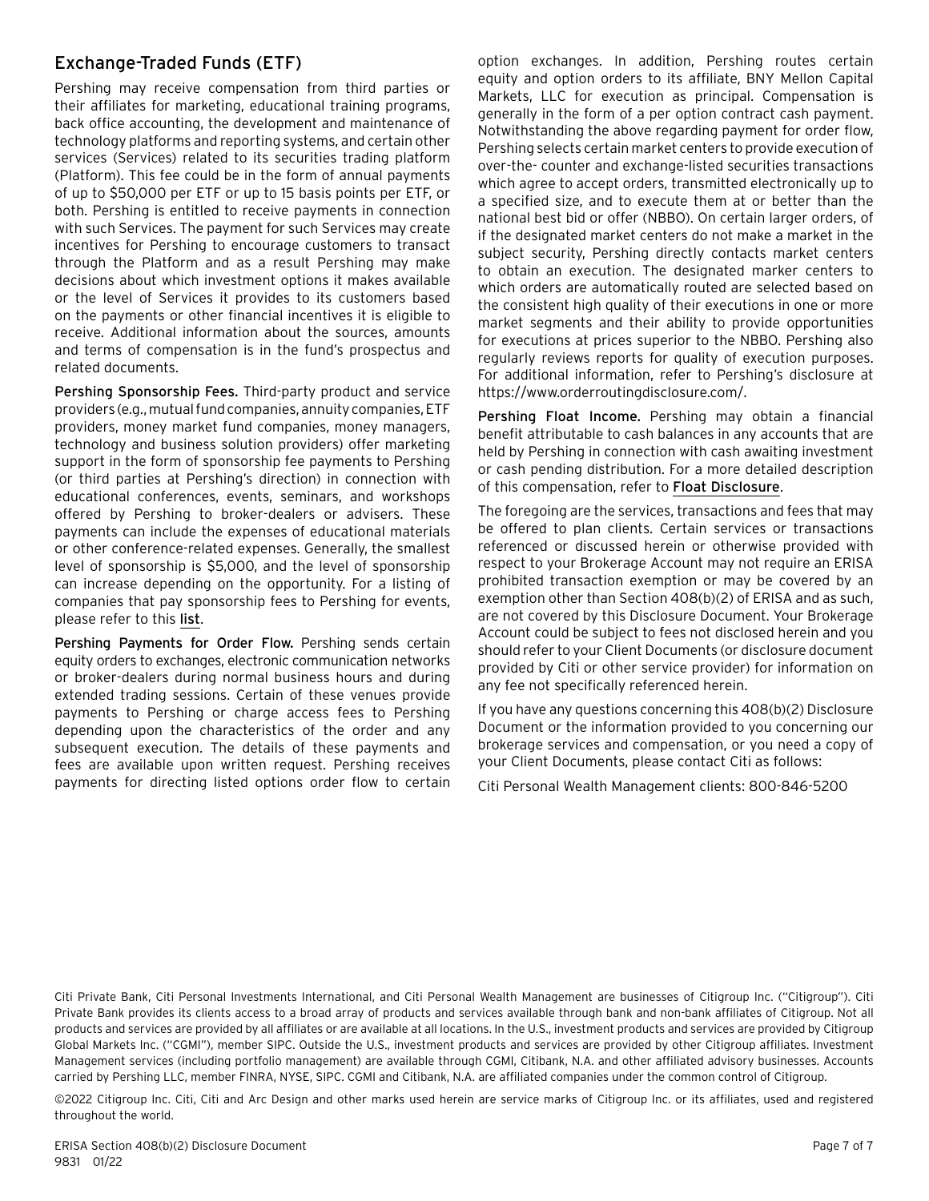## Exchange-Traded Funds (ETF)

Pershing may receive compensation from third parties or their affiliates for marketing, educational training programs, back office accounting, the development and maintenance of technology platforms and reporting systems, and certain other services (Services) related to its securities trading platform (Platform). This fee could be in the form of annual payments of up to $50,000 per ETF or up to 15 basis points per ETF, or both. Pershing is entitled to receive payments in connection with such Services. The payment for such Services may create incentives for Pershing to encourage customers to transact through the Platform and as a result Pershing may make decisions about which investment options it makes available or the level of Services it provides to its customers based on the payments or other financial incentives it is eligible to receive. Additional information about the sources, amounts and terms of compensation is in the fund's prospectus and related documents.

**Pershing Sponsorship Fees.** Third-party product and service providers (e.g., mutual fund companies, annuity companies, ETF providers, money market fund companies, money managers, technology and business solution providers) offer marketing support in the form of sponsorship fee payments to Pershing (or third parties at Pershing's direction) in connection with educational conferences, events, seminars, and workshops offered by Pershing to broker-dealers or advisers. These payments can include the expenses of educational materials or other conference-related expenses. Generally, the smallest level of sponsorship is $5,000, and the level of sponsorship can increase depending on the opportunity. For a listing of companies that pay sponsorship fees to Pershing for events, please refer to this list.

**Pershing Payments for Order Flow.** Pershing sends certain equity orders to exchanges, electronic communication networks or broker-dealers during normal business hours and during extended trading sessions. Certain of these venues provide payments to Pershing or charge access fees to Pershing depending upon the characteristics of the order and any subsequent execution. The details of these payments and fees are available upon written request. Pershing receives payments for directing listed options order flow to certain option exchanges. In addition, Pershing routes certain equity and option orders to its affiliate, BNY Mellon Capital Markets, LLC for execution as principal. Compensation is generally in the form of a per option contract cash payment. Notwithstanding the above regarding payment for order flow, Pershing selects certain market centers to provide execution of over-the- counter and exchange-listed securities transactions which agree to accept orders, transmitted electronically up to a specified size, and to execute them at or better than the national best bid or offer (NBBO). On certain larger orders, of if the designated market centers do not make a market in the subject security, Pershing directly contacts market centers to obtain an execution. The designated marker centers to which orders are automatically routed are selected based on the consistent high quality of their executions in one or more market segments and their ability to provide opportunities for executions at prices superior to the NBBO. Pershing also regularly reviews reports for quality of execution purposes. For additional information, refer to Pershing's disclosure at https://www.orderroutingdisclosure.com/.

**Pershing Float Income.** Pershing may obtain a financial benefit attributable to cash balances in any accounts that are held by Pershing in connection with cash awaiting investment or cash pending distribution. For a more detailed description of this compensation, refer to Float Disclosure.

The foregoing are the services, transactions and fees that may be offered to plan clients. Certain services or transactions referenced or discussed herein or otherwise provided with respect to your Brokerage Account may not require an ERISA prohibited transaction exemption or may be covered by an exemption other than Section 408(b)(2) of ERISA and as such, are not covered by this Disclosure Document. Your Brokerage Account could be subject to fees not disclosed herein and you should refer to your Client Documents (or disclosure document provided by Citi or other service provider) for information on any fee not specifically referenced herein.

If you have any questions concerning this 408(b)(2) Disclosure Document or the information provided to you concerning our brokerage services and compensation, or you need a copy of your Client Documents, please contact Citi as follows:

Citi Personal Wealth Management clients: 800-846-5200

Citi Private Bank, Citi Personal Investments International, and Citi Personal Wealth Management are businesses of Citigroup Inc. ("Citigroup"). Citi Private Bank provides its clients access to a broad array of products and services available through bank and non-bank affiliates of Citigroup. Not all products and services are provided by all affiliates or are available at all locations. In the U.S., investment products and services are provided by Citigroup Global Markets Inc. ("CGMI"), member SIPC. Outside the U.S., investment products and services are provided by other Citigroup affiliates. Investment Management services (including portfolio management) are available through CGMI, Citibank, N.A. and other affiliated advisory businesses. Accounts carried by Pershing LLC, member FINRA, NYSE, SIPC. CGMI and Citibank, N.A. are affiliated companies under the common control of Citigroup.

©2022 Citigroup Inc. Citi, Citi and Arc Design and other marks used herein are service marks of Citigroup Inc. or its affiliates, used and registered throughout the world.

ERISA Section 408(b)(2) Disclosure Document
9831 01/22